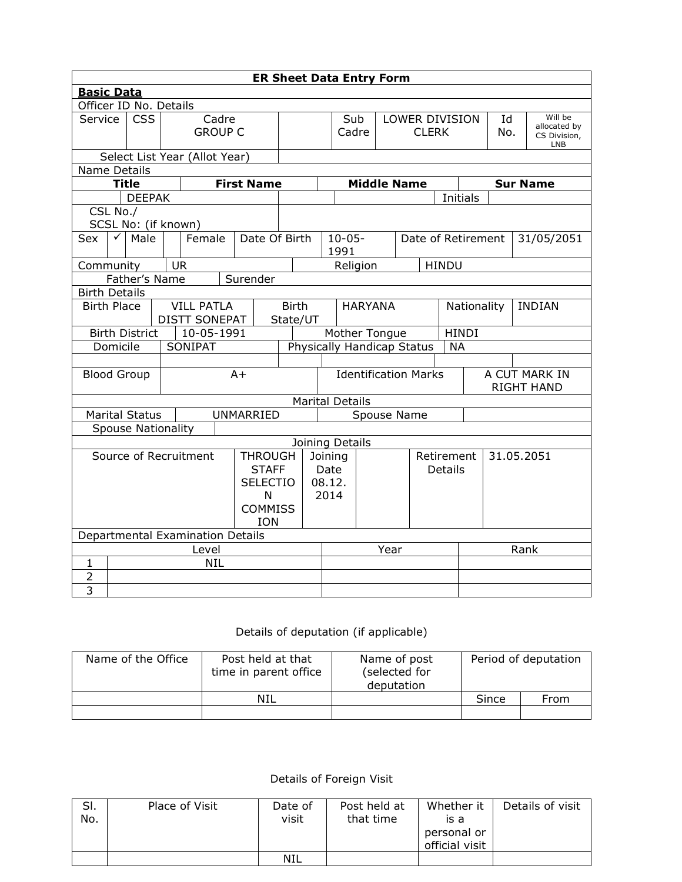**ER Sheet Data Entry Form**

**Basic Data**

Officer ID No. Details

| Service | CSS | Cadre GROUP C | | Sub Cadre | LOWER DIVISION CLERK | Id No. | Will be allocated by CS Division, LNB |
|---|---|---|---|---|---|---|---|

| Select List Year (Allot Year) | |
|---|---|

Name Details

| Title | First Name | Middle Name | Sur Name |
|---|---|---|---|
| | DEEPAK | | Initials |

| CSL No./ SCSL No: (if known) | |
|---|---|

| Sex | ✓ | Male | | Female | Date Of Birth | 10-05-1991 | Date of Retirement | 31/05/2051 |
|---|---|---|---|---|---|---|---|---|

| Community | UR | | Religion | HINDU |
|---|---|---|---|---|
| Father's Name | Surender | | | |

Birth Details

| Birth Place | VILL PATLA DISTT SONEPAT | Birth State/UT | HARYANA | Nationality | INDIAN |
|---|---|---|---|---|---|
| Birth District | 10-05-1991 | | Mother Tongue | HINDI | |
| Domicile | SONIPAT | Physically Handicap Status | | NA | |

| Blood Group | A+ | Identification Marks | A CUT MARK IN RIGHT HAND |
|---|---|---|---|

Marital Details

| Marital Status | UNMARRIED | Spouse Name | |
|---|---|---|---|
| Spouse Nationality | | | |

Joining Details

| Source of Recruitment | THROUGH STAFF SELECTION COMMISSION | Joining Date 08.12.2014 | | Retirement Details | 31.05.2051 |
|---|---|---|---|---|---|

Departmental Examination Details

| | Level | Year | Rank |
|---|---|---|---|
| 1 | NIL | | |
| 2 | | | |
| 3 | | | |

Details of deputation (if applicable)

| Name of the Office | Post held at that time in parent office | Name of post (selected for deputation | Period of deputation | |
|---|---|---|---|---|
| | | | Since | From |
| | NIL | | | |
| | | | | |

Details of Foreign Visit

| Sl. No. | Place of Visit | Date of visit | Post held at that time | Whether it is a personal or official visit | Details of visit |
|---|---|---|---|---|---|
| | | NIL | | | |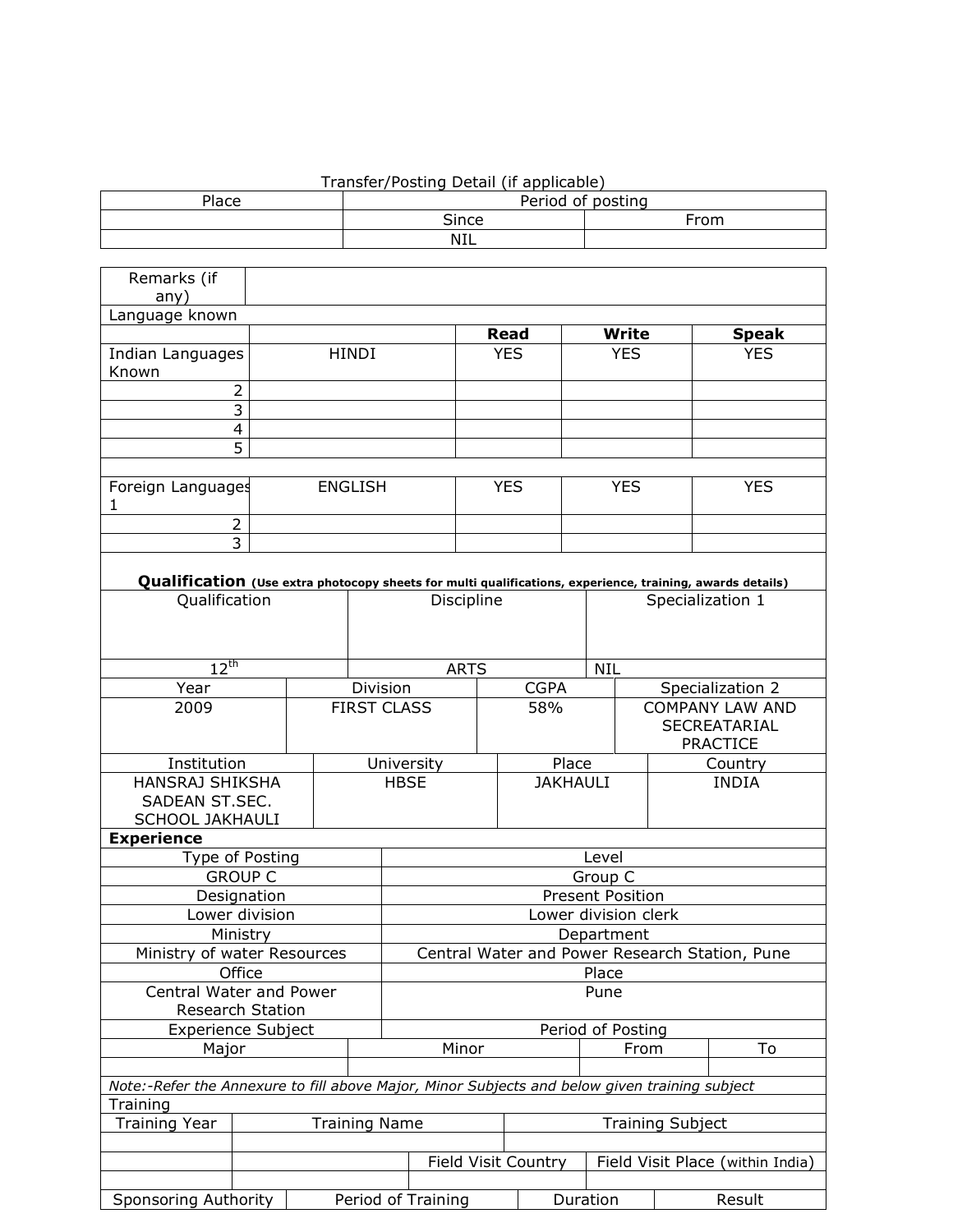Transfer/Posting Detail (if applicable)

| Place | Period of posting | |
|---|---|---|
| | Since | From |
| | NIL | |

| Remarks (if any) | | | | |
|---|---|---|---|---|
| Language known | | | | |
| | | **Read** | **Write** | **Speak** |
| Indian Languages Known | HINDI | YES | YES | YES |
| 2 | | | | |
| 3 | | | | |
| 4 | | | | |
| 5 | | | | |
| | | | | |
| Foreign Languages 1 | ENGLISH | YES | YES | YES |
| 2 | | | | |
| 3 | | | | |

**Qualification** **(Use extra photocopy sheets for multi qualifications, experience, training, awards details)**

| Qualification | Discipline | Specialization 1 |
|---|---|---|
| $12^{th}$ | ARTS | NIL |

| Year | Division | CGPA | Specialization 2 |
|---|---|---|---|
| 2009 | FIRST CLASS | 58% | COMPANY LAW AND SECREATARIAL PRACTICE |

| Institution | University | Place | Country |
|---|---|---|---|
| HANSRAJ SHIKSHA SADEAN ST.SEC. SCHOOL JAKHAULI | HBSE | JAKHAULI | INDIA |

**Experience**

| Type of Posting | Level |
|---|---|
| GROUP C | Group C |
| Designation | Present Position |
| Lower division | Lower division clerk |
| Ministry | Department |
| Ministry of water Resources | Central Water and Power Research Station, Pune |
| Office | Place |
| Central Water and Power Research Station | Pune |
| Experience Subject | Period of Posting |

| Major | Minor | From | To |
|---|---|---|---|
| | | | |

*Note:-Refer the Annexure to fill above Major, Minor Subjects and below given training subject*

Training

| Training Year | Training Name | | Training Subject |
|---|---|---|---|
| | | | |
| | | Field Visit Country | Field Visit Place (within India) |
| | | | |

| Sponsoring Authority | Period of Training | Duration | Result |
|---|---|---|---|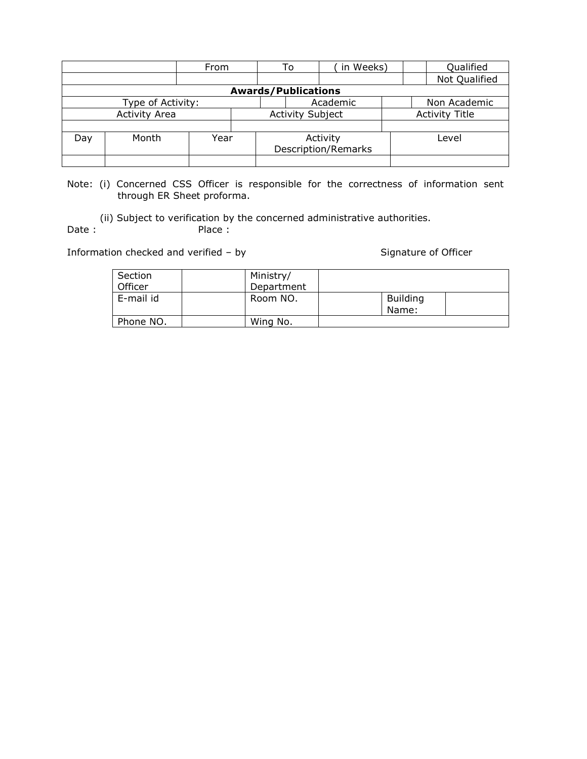| | From | To | ( in Weeks) | | Qualified |
|---|---|---|---|---|---|
| | | | | | Not Qualified |

**Awards/Publications**

| Type of Activity: | | Academic | | Non Academic |
|---|---|---|---|---|

| Activity Area | Activity Subject | Activity Title |
|---|---|---|
| | | |

| Day | Month | Year | Activity Description/Remarks | Level |
|---|---|---|---|---|
| | | | | |

Note: (i) Concerned CSS Officer is responsible for the correctness of information sent through ER Sheet proforma.

(ii) Subject to verification by the concerned administrative authorities.

Date : Place :

Information checked and verified – by Signature of Officer

| Section Officer | | Ministry/ Department | | | |
|---|---|---|---|---|---|
| E-mail id | | Room NO. | | Building Name: | |
| Phone NO. | | Wing No. | | | |